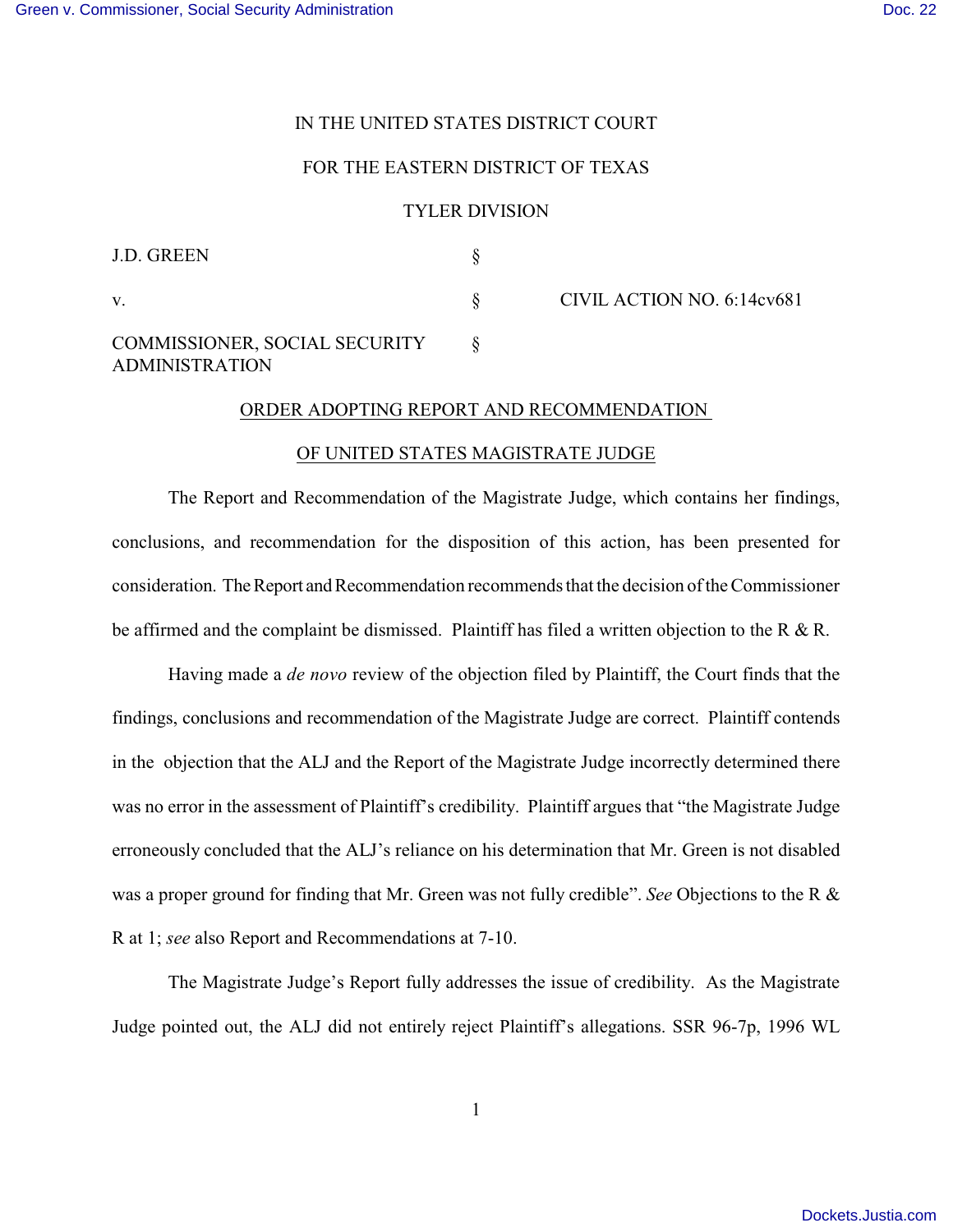IN THE UNITED STATES DISTRICT COURT

FOR THE EASTERN DISTRICT OF TEXAS

TYLER DIVISION

| | | |
|---|---|---|
| J.D. GREEN | § | |
| v. | § | CIVIL ACTION NO. 6:14cv681 |
| COMMISSIONER, SOCIAL SECURITY ADMINISTRATION | § | |

## ORDER ADOPTING REPORT AND RECOMMENDATION OF UNITED STATES MAGISTRATE JUDGE

The Report and Recommendation of the Magistrate Judge, which contains her findings, conclusions, and recommendation for the disposition of this action, has been presented for consideration. The Report and Recommendation recommends that the decision of the Commissioner be affirmed and the complaint be dismissed. Plaintiff has filed a written objection to the R & R.

Having made a *de novo* review of the objection filed by Plaintiff, the Court finds that the findings, conclusions and recommendation of the Magistrate Judge are correct. Plaintiff contends in the objection that the ALJ and the Report of the Magistrate Judge incorrectly determined there was no error in the assessment of Plaintiff's credibility. Plaintiff argues that "the Magistrate Judge erroneously concluded that the ALJ's reliance on his determination that Mr. Green is not disabled was a proper ground for finding that Mr. Green was not fully credible". *See* Objections to the R & R at 1; *see* also Report and Recommendations at 7-10.

The Magistrate Judge's Report fully addresses the issue of credibility. As the Magistrate Judge pointed out, the ALJ did not entirely reject Plaintiff's allegations. SSR 96-7p, 1996 WL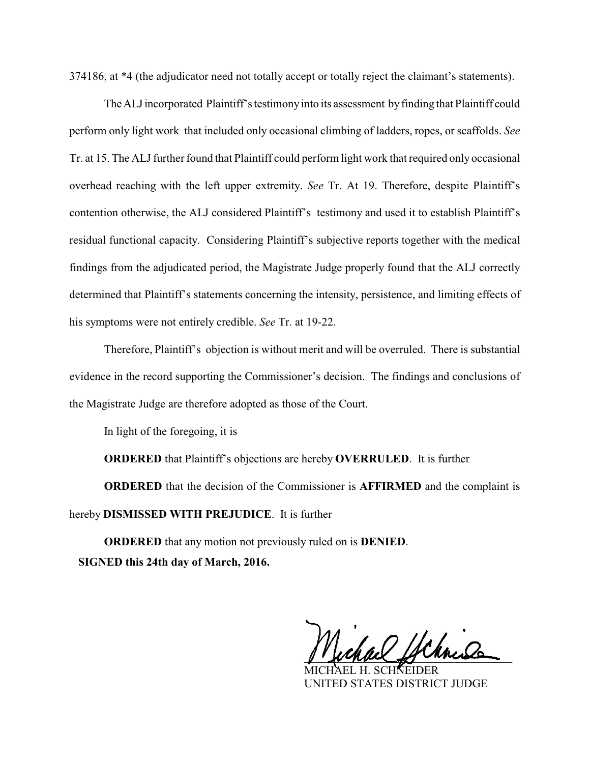374186, at *4 (the adjudicator need not totally accept or totally reject the claimant's statements).

The ALJ incorporated Plaintiff's testimony into its assessment by finding that Plaintiff could perform only light work that included only occasional climbing of ladders, ropes, or scaffolds. *See* Tr. at 15. The ALJ further found that Plaintiff could perform light work that required only occasional overhead reaching with the left upper extremity. *See* Tr. At 19. Therefore, despite Plaintiff's contention otherwise, the ALJ considered Plaintiff's testimony and used it to establish Plaintiff's residual functional capacity. Considering Plaintiff's subjective reports together with the medical findings from the adjudicated period, the Magistrate Judge properly found that the ALJ correctly determined that Plaintiff's statements concerning the intensity, persistence, and limiting effects of his symptoms were not entirely credible. *See* Tr. at 19-22.

Therefore, Plaintiff's objection is without merit and will be overruled. There is substantial evidence in the record supporting the Commissioner's decision. The findings and conclusions of the Magistrate Judge are therefore adopted as those of the Court.

In light of the foregoing, it is

**ORDERED** that Plaintiff's objections are hereby **OVERRULED**. It is further

**ORDERED** that the decision of the Commissioner is **AFFIRMED** and the complaint is hereby **DISMISSED WITH PREJUDICE**. It is further

**ORDERED** that any motion not previously ruled on is **DENIED**.

**SIGNED this 24th day of March, 2016.**

MICHAEL H. SCHNEIDER
UNITED STATES DISTRICT JUDGE